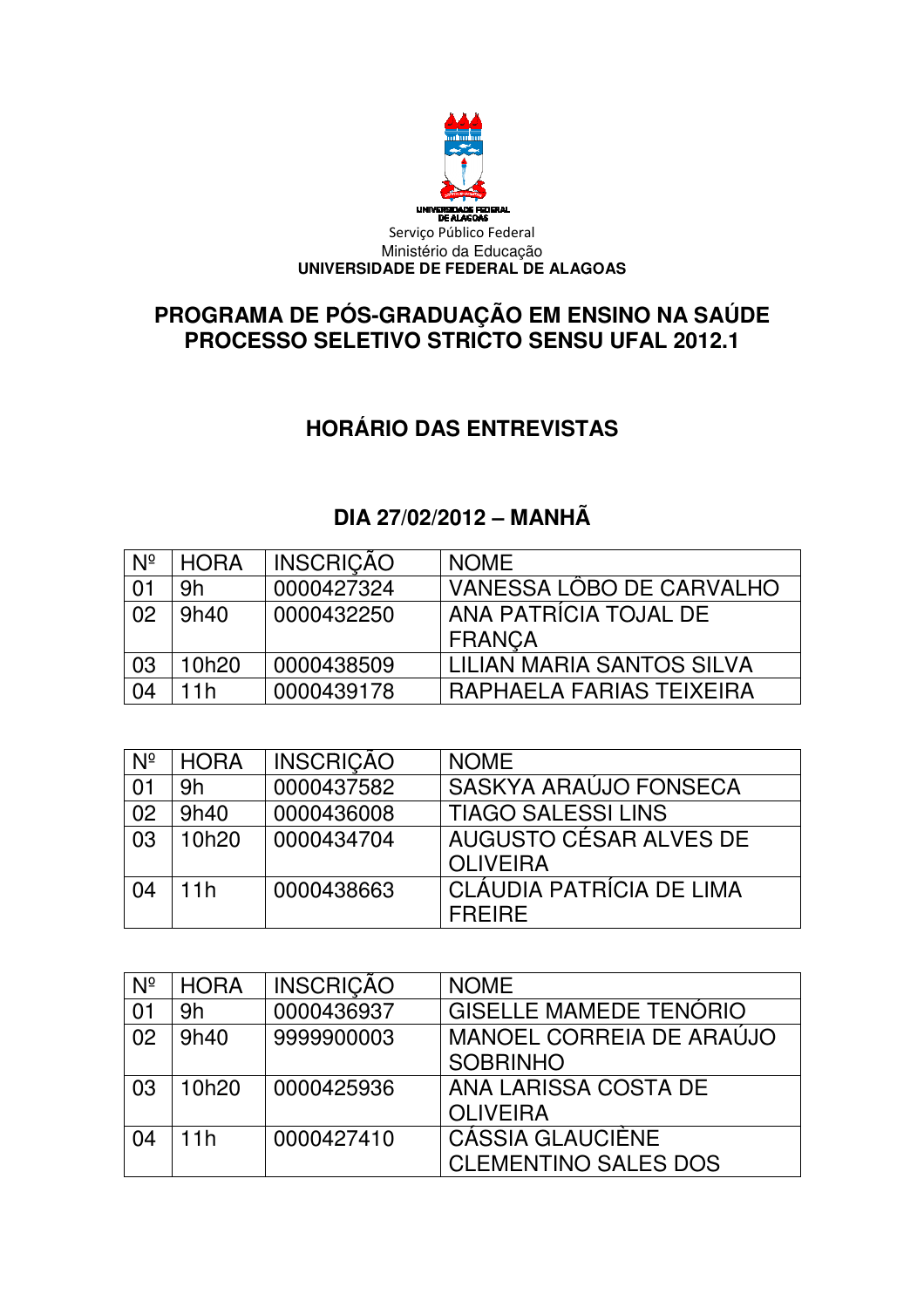Serviço Público Federal
Ministério da Educação
**UNIVERSIDADE DE FEDERAL DE ALAGOAS**

## PROGRAMA DE PÓS-GRADUAÇÃO EM ENSINO NA SAÚDE
## PROCESSO SELETIVO STRICTO SENSU UFAL 2012.1

## HORÁRIO DAS ENTREVISTAS

### DIA 27/02/2012 – MANHÃ

| Nº | HORA | INSCRIÇÃO | NOME |
|---|---|---|---|
| 01 | 9h | 0000427324 | VANESSA LÔBO DE CARVALHO |
| 02 | 9h40 | 0000432250 | ANA PATRÍCIA TOJAL DE FRANÇA |
| 03 | 10h20 | 0000438509 | LILIAN MARIA SANTOS SILVA |
| 04 | 11h | 0000439178 | RAPHAELA FARIAS TEIXEIRA |

| Nº | HORA | INSCRIÇÃO | NOME |
|---|---|---|---|
| 01 | 9h | 0000437582 | SASKYA ARAÚJO FONSECA |
| 02 | 9h40 | 0000436008 | TIAGO SALESSI LINS |
| 03 | 10h20 | 0000434704 | AUGUSTO CÉSAR ALVES DE OLIVEIRA |
| 04 | 11h | 0000438663 | CLÁUDIA PATRÍCIA DE LIMA FREIRE |

| Nº | HORA | INSCRIÇÃO | NOME |
|---|---|---|---|
| 01 | 9h | 0000436937 | GISELLE MAMEDE TENÓRIO |
| 02 | 9h40 | 9999900003 | MANOEL CORREIA DE ARAÚJO SOBRINHO |
| 03 | 10h20 | 0000425936 | ANA LARISSA COSTA DE OLIVEIRA |
| 04 | 11h | 0000427410 | CÁSSIA GLAUCIÈNE CLEMENTINO SALES DOS |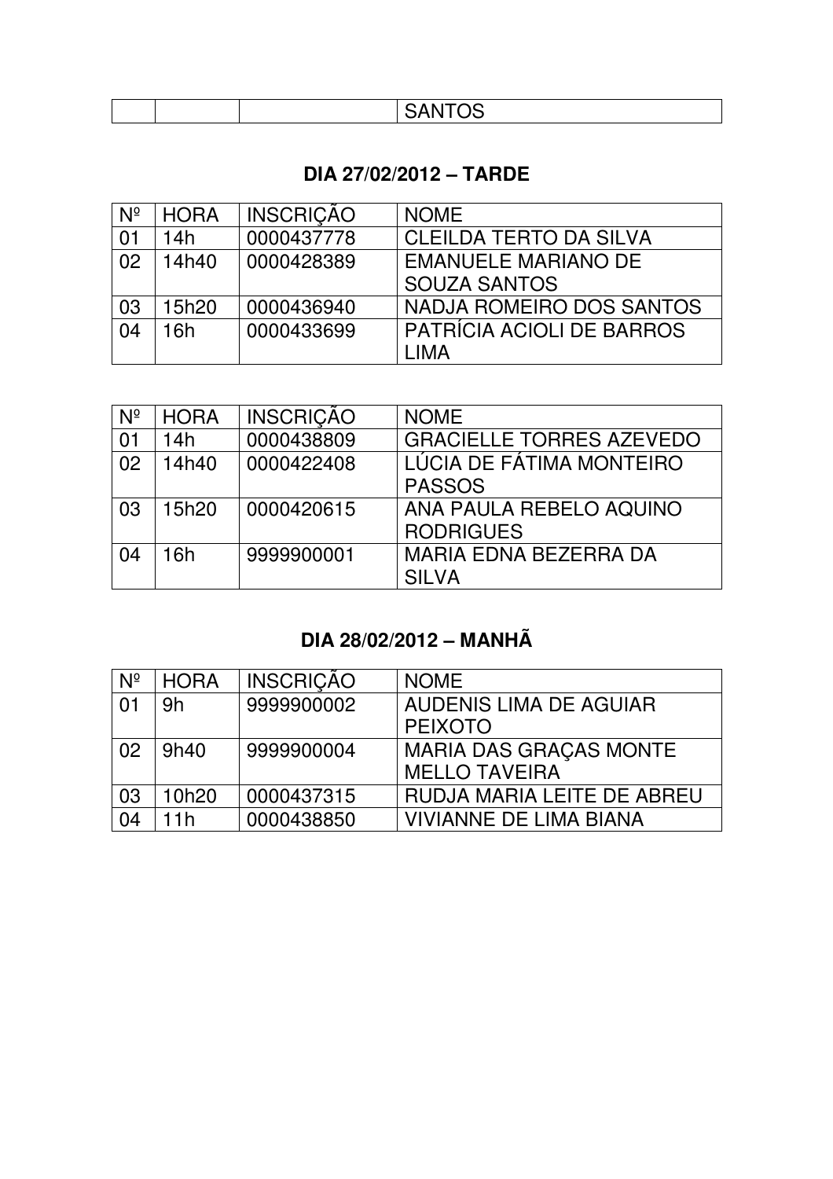| | | | |
|---|---|---|---|
| | | | SANTOS |

### DIA 27/02/2012 – TARDE

| Nº | HORA | INSCRIÇÃO | NOME |
|---|---|---|---|
| 01 | 14h | 0000437778 | CLEILDA TERTO DA SILVA |
| 02 | 14h40 | 0000428389 | EMANUELE MARIANO DE SOUZA SANTOS |
| 03 | 15h20 | 0000436940 | NADJA ROMEIRO DOS SANTOS |
| 04 | 16h | 0000433699 | PATRÍCIA ACIOLI DE BARROS LIMA |

| Nº | HORA | INSCRIÇÃO | NOME |
|---|---|---|---|
| 01 | 14h | 0000438809 | GRACIELLE TORRES AZEVEDO |
| 02 | 14h40 | 0000422408 | LÚCIA DE FÁTIMA MONTEIRO PASSOS |
| 03 | 15h20 | 0000420615 | ANA PAULA REBELO AQUINO RODRIGUES |
| 04 | 16h | 9999900001 | MARIA EDNA BEZERRA DA SILVA |

### DIA 28/02/2012 – MANHÃ

| Nº | HORA | INSCRIÇÃO | NOME |
|---|---|---|---|
| 01 | 9h | 9999900002 | AUDENIS LIMA DE AGUIAR PEIXOTO |
| 02 | 9h40 | 9999900004 | MARIA DAS GRAÇAS MONTE MELLO TAVEIRA |
| 03 | 10h20 | 0000437315 | RUDJA MARIA LEITE DE ABREU |
| 04 | 11h | 0000438850 | VIVIANNE DE LIMA BIANA |